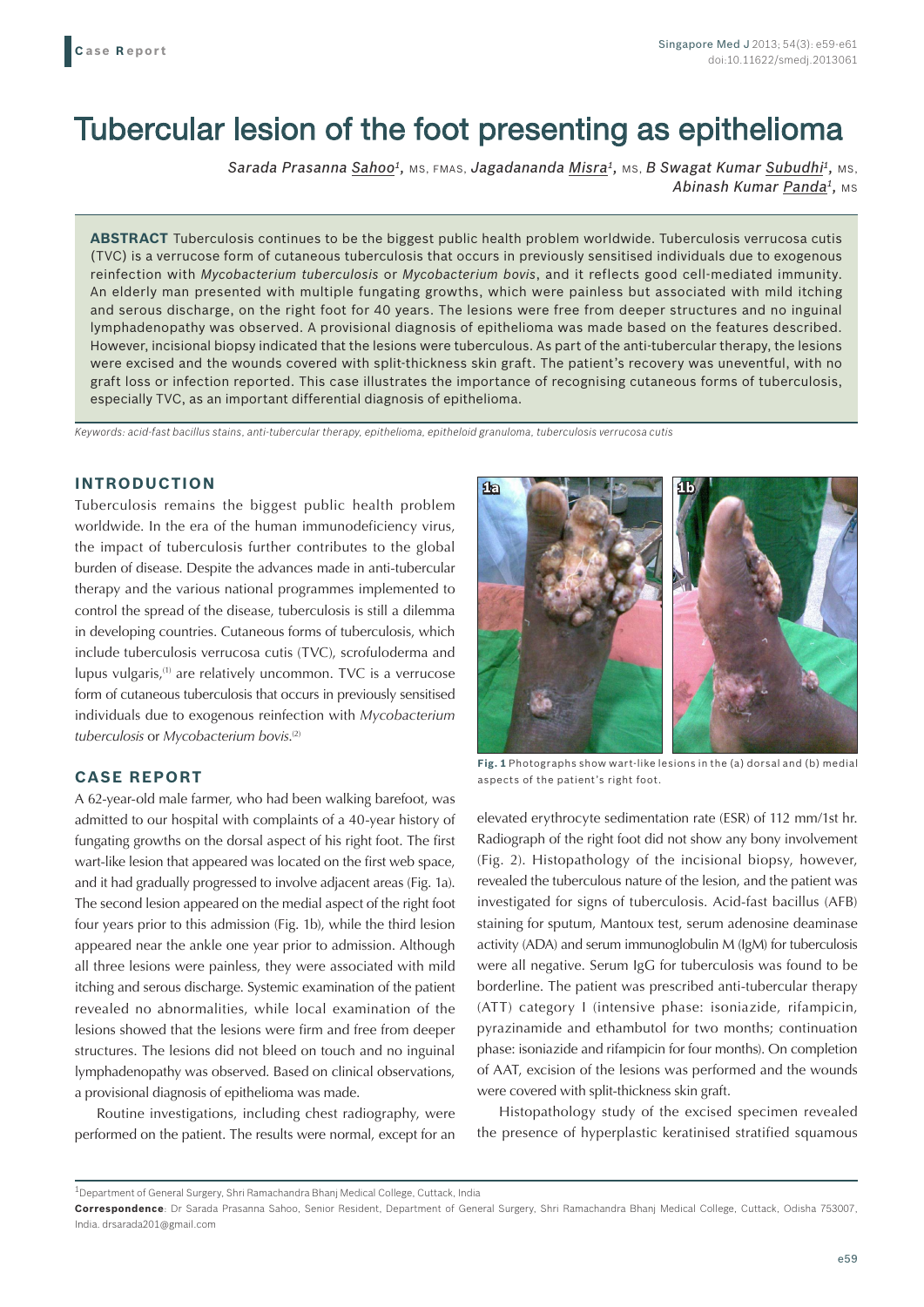Case Report

# Tubercular lesion of the foot presenting as epithelioma

*Sarada Prasanna Sahoo*[1], MS, FMAS, *Jagadananda Misra*[1], MS, *B Swagat Kumar Subudhi*[1], MS, *Abinash Kumar Panda*[1], MS

**ABSTRACT** Tuberculosis continues to be the biggest public health problem worldwide. Tuberculosis verrucosa cutis (TVC) is a verrucose form of cutaneous tuberculosis that occurs in previously sensitised individuals due to exogenous reinfection with *Mycobacterium tuberculosis* or *Mycobacterium bovis*, and it reflects good cell-mediated immunity. An elderly man presented with multiple fungating growths, which were painless but associated with mild itching and serous discharge, on the right foot for 40 years. The lesions were free from deeper structures and no inguinal lymphadenopathy was observed. A provisional diagnosis of epithelioma was made based on the features described. However, incisional biopsy indicated that the lesions were tuberculous. As part of the anti-tubercular therapy, the lesions were excised and the wounds covered with split-thickness skin graft. The patient's recovery was uneventful, with no graft loss or infection reported. This case illustrates the importance of recognising cutaneous forms of tuberculosis, especially TVC, as an important differential diagnosis of epithelioma.

*Keywords: acid-fast bacillus stains, anti-tubercular therapy, epithelioma, epitheloid granuloma, tuberculosis verrucosa cutis*

## INTRODUCTION

Tuberculosis remains the biggest public health problem worldwide. In the era of the human immunodeficiency virus, the impact of tuberculosis further contributes to the global burden of disease. Despite the advances made in anti-tubercular therapy and the various national programmes implemented to control the spread of the disease, tuberculosis is still a dilemma in developing countries. Cutaneous forms of tuberculosis, which include tuberculosis verrucosa cutis (TVC), scrofuloderma and lupus vulgaris,[1] are relatively uncommon. TVC is a verrucose form of cutaneous tuberculosis that occurs in previously sensitised individuals due to exogenous reinfection with *Mycobacterium tuberculosis* or *Mycobacterium bovis*.[2]

## CASE REPORT

A 62-year-old male farmer, who had been walking barefoot, was admitted to our hospital with complaints of a 40-year history of fungating growths on the dorsal aspect of his right foot. The first wart-like lesion that appeared was located on the first web space, and it had gradually progressed to involve adjacent areas (Fig. 1a). The second lesion appeared on the medial aspect of the right foot four years prior to this admission (Fig. 1b), while the third lesion appeared near the ankle one year prior to admission. Although all three lesions were painless, they were associated with mild itching and serous discharge. Systemic examination of the patient revealed no abnormalities, while local examination of the lesions showed that the lesions were firm and free from deeper structures. The lesions did not bleed on touch and no inguinal lymphadenopathy was observed. Based on clinical observations, a provisional diagnosis of epithelioma was made.

Routine investigations, including chest radiography, were performed on the patient. The results were normal, except for an elevated erythrocyte sedimentation rate (ESR) of 112 mm/1st hr. Radiograph of the right foot did not show any bony involvement (Fig. 2). Histopathology of the incisional biopsy, however, revealed the tuberculous nature of the lesion, and the patient was investigated for signs of tuberculosis. Acid-fast bacillus (AFB) staining for sputum, Mantoux test, serum adenosine deaminase activity (ADA) and serum immunoglobulin M (IgM) for tuberculosis were all negative. Serum IgG for tuberculosis was found to be borderline. The patient was prescribed anti-tubercular therapy (ATT) category I (intensive phase: isoniazide, rifampicin, pyrazinamide and ethambutol for two months; continuation phase: isoniazide and rifampicin for four months). On completion of AAT, excision of the lesions was performed and the wounds were covered with split-thickness skin graft.

**Fig. 1** Photographs show wart-like lesions in the (a) dorsal and (b) medial aspects of the patient's right foot.

Histopathology study of the excised specimen revealed the presence of hyperplastic keratinised stratified squamous

[1]Department of General Surgery, Shri Ramachandra Bhanj Medical College, Cuttack, India

**Correspondence**: Dr Sarada Prasanna Sahoo, Senior Resident, Department of General Surgery, Shri Ramachandra Bhanj Medical College, Cuttack, Odisha 753007, India. drsarada201@gmail.com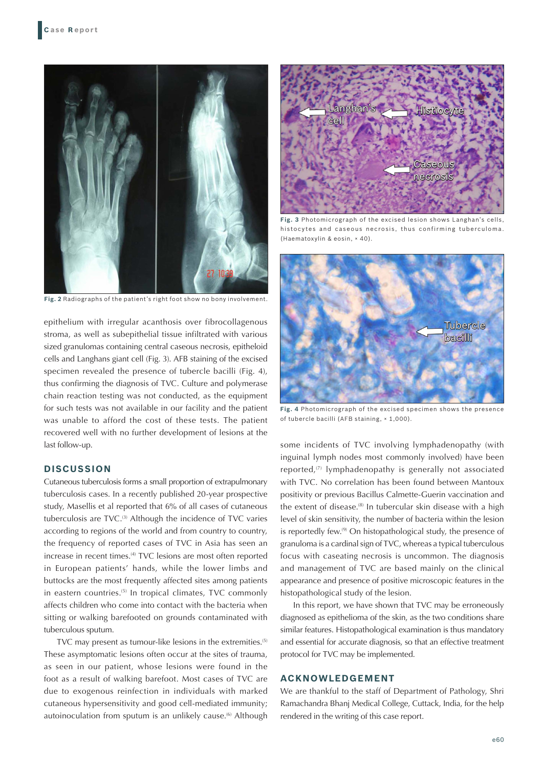Fig. 2 Radiographs of the patient's right foot show no bony involvement.

epithelium with irregular acanthosis over fibrocollagenous stroma, as well as subepithelial tissue infiltrated with various sized granulomas containing central caseous necrosis, epitheloid cells and Langhans giant cell (Fig. 3). AFB staining of the excised specimen revealed the presence of tubercle bacilli (Fig. 4), thus confirming the diagnosis of TVC. Culture and polymerase chain reaction testing was not conducted, as the equipment for such tests was not available in our facility and the patient was unable to afford the cost of these tests. The patient recovered well with no further development of lesions at the last follow-up.

## DISCUSSION

Cutaneous tuberculosis forms a small proportion of extrapulmonary tuberculosis cases. In a recently published 20-year prospective study, Masellis et al reported that 6% of all cases of cutaneous tuberculosis are TVC.[3] Although the incidence of TVC varies according to regions of the world and from country to country, the frequency of reported cases of TVC in Asia has seen an increase in recent times.[4] TVC lesions are most often reported in European patients' hands, while the lower limbs and buttocks are the most frequently affected sites among patients in eastern countries.[5] In tropical climates, TVC commonly affects children who come into contact with the bacteria when sitting or walking barefooted on grounds contaminated with tuberculous sputum.

TVC may present as tumour-like lesions in the extremities.[5] These asymptomatic lesions often occur at the sites of trauma, as seen in our patient, whose lesions were found in the foot as a result of walking barefoot. Most cases of TVC are due to exogenous reinfection in individuals with marked cutaneous hypersensitivity and good cell-mediated immunity; autoinoculation from sputum is an unlikely cause.[6] Although some incidents of TVC involving lymphadenopathy (with inguinal lymph nodes most commonly involved) have been reported,[7] lymphadenopathy is generally not associated with TVC. No correlation has been found between Mantoux positivity or previous Bacillus Calmette-Guerin vaccination and the extent of disease.[8] In tubercular skin disease with a high level of skin sensitivity, the number of bacteria within the lesion is reportedly few.[9] On histopathological study, the presence of granuloma is a cardinal sign of TVC, whereas a typical tuberculous focus with caseating necrosis is uncommon. The diagnosis and management of TVC are based mainly on the clinical appearance and presence of positive microscopic features in the histopathological study of the lesion.

In this report, we have shown that TVC may be erroneously diagnosed as epithelioma of the skin, as the two conditions share similar features. Histopathological examination is thus mandatory and essential for accurate diagnosis, so that an effective treatment protocol for TVC may be implemented.

Fig. 3 Photomicrograph of the excised lesion shows Langhan's cells, histocytes and caseous necrosis, thus confirming tuberculoma. (Haematoxylin & eosin, × 40).

Fig. 4 Photomicrograph of the excised specimen shows the presence of tubercle bacilli (AFB staining, × 1,000).

## ACKNOWLEDGEMENT

We are thankful to the staff of Department of Pathology, Shri Ramachandra Bhanj Medical College, Cuttack, India, for the help rendered in the writing of this case report.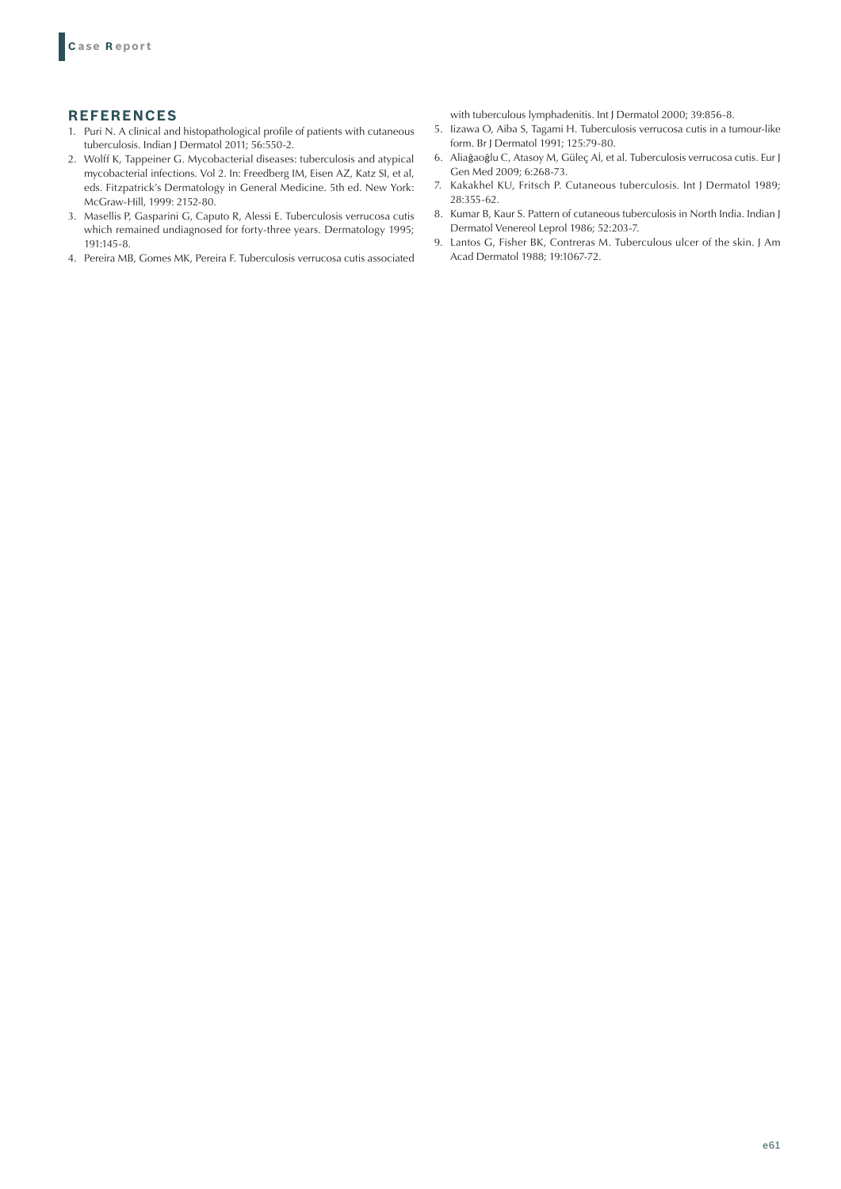## REFERENCES

1. Puri N. A clinical and histopathological profile of patients with cutaneous tuberculosis. Indian J Dermatol 2011; 56:550-2.
2. Wolff K, Tappeiner G. Mycobacterial diseases: tuberculosis and atypical mycobacterial infections. Vol 2. In: Freedberg IM, Eisen AZ, Katz SI, et al, eds. Fitzpatrick's Dermatology in General Medicine. 5th ed. New York: McGraw-Hill, 1999: 2152-80.
3. Masellis P, Gasparini G, Caputo R, Alessi E. Tuberculosis verrucosa cutis which remained undiagnosed for forty-three years. Dermatology 1995; 191:145-8.
4. Pereira MB, Gomes MK, Pereira F. Tuberculosis verrucosa cutis associated with tuberculous lymphadenitis. Int J Dermatol 2000; 39:856-8.
5. Iizawa O, Aiba S, Tagami H. Tuberculosis verrucosa cutis in a tumour-like form. Br J Dermatol 1991; 125:79-80.
6. Aliağaoğlu C, Atasoy M, Güleç Aİ, et al. Tuberculosis verrucosa cutis. Eur J Gen Med 2009; 6:268-73.
7. Kakakhel KU, Fritsch P. Cutaneous tuberculosis. Int J Dermatol 1989; 28:355-62.
8. Kumar B, Kaur S. Pattern of cutaneous tuberculosis in North India. Indian J Dermatol Venereol Leprol 1986; 52:203-7.
9. Lantos G, Fisher BK, Contreras M. Tuberculous ulcer of the skin. J Am Acad Dermatol 1988; 19:1067-72.